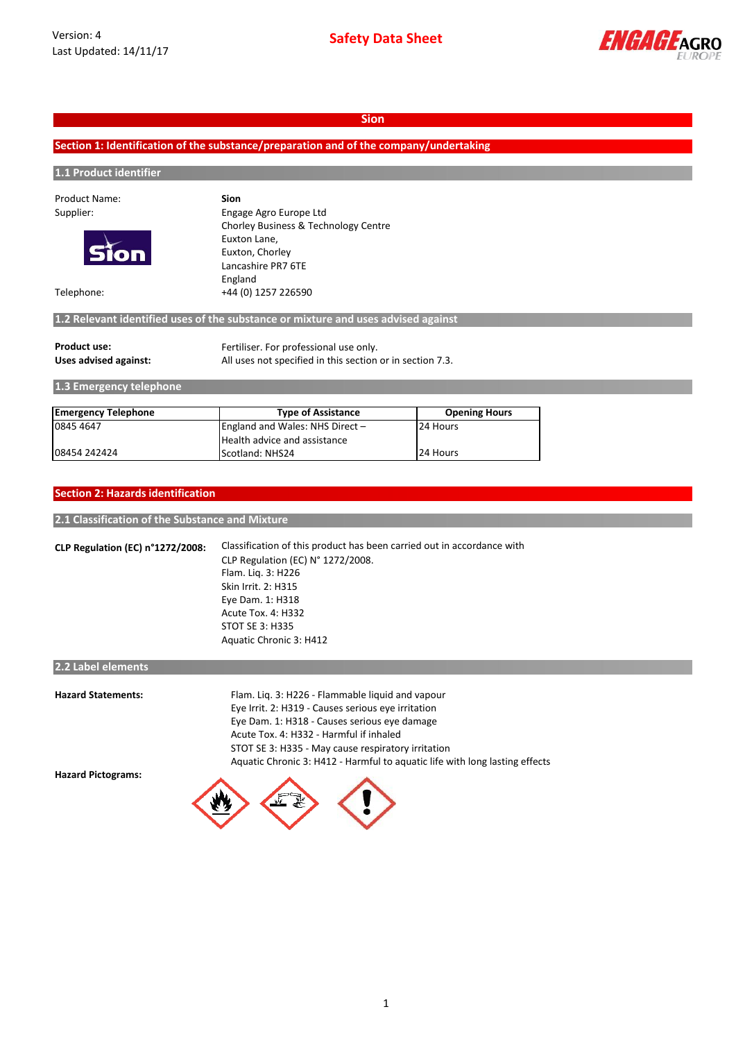Version: 4
Last Updated: 14/11/17

# Safety Data Sheet

## Sion

## Section 1: Identification of the substance/preparation and of the company/undertaking

### 1.1 Product identifier

| | |
|---|---|
| Product Name: | **Sion** |
| Supplier: | Engage Agro Europe Ltd<br>Chorley Business & Technology Centre<br>Euxton Lane,<br>Euxton, Chorley<br>Lancashire PR7 6TE<br>England |
| Telephone: | +44 (0) 1257 226590 |

### 1.2 Relevant identified uses of the substance or mixture and uses advised against

**Product use:** Fertiliser. For professional use only.

**Uses advised against:** All uses not specified in this section or in section 7.3.

### 1.3 Emergency telephone

| Emergency Telephone | Type of Assistance | Opening Hours |
|---|---|---|
| 0845 4647 | England and Wales: NHS Direct – Health advice and assistance | 24 Hours |
| 08454 242424 | Scotland: NHS24 | 24 Hours |

## Section 2: Hazards identification

### 2.1 Classification of the Substance and Mixture

**CLP Regulation (EC) n°1272/2008:** Classification of this product has been carried out in accordance with CLP Regulation (EC) N° 1272/2008.
Flam. Liq. 3: H226
Skin Irrit. 2: H315
Eye Dam. 1: H318
Acute Tox. 4: H332
STOT SE 3: H335
Aquatic Chronic 3: H412

### 2.2 Label elements

**Hazard Statements:**
Flam. Liq. 3: H226 - Flammable liquid and vapour
Eye Irrit. 2: H319 - Causes serious eye irritation
Eye Dam. 1: H318 - Causes serious eye damage
Acute Tox. 4: H332 - Harmful if inhaled
STOT SE 3: H335 - May cause respiratory irritation
Aquatic Chronic 3: H412 - Harmful to aquatic life with long lasting effects

**Hazard Pictograms:**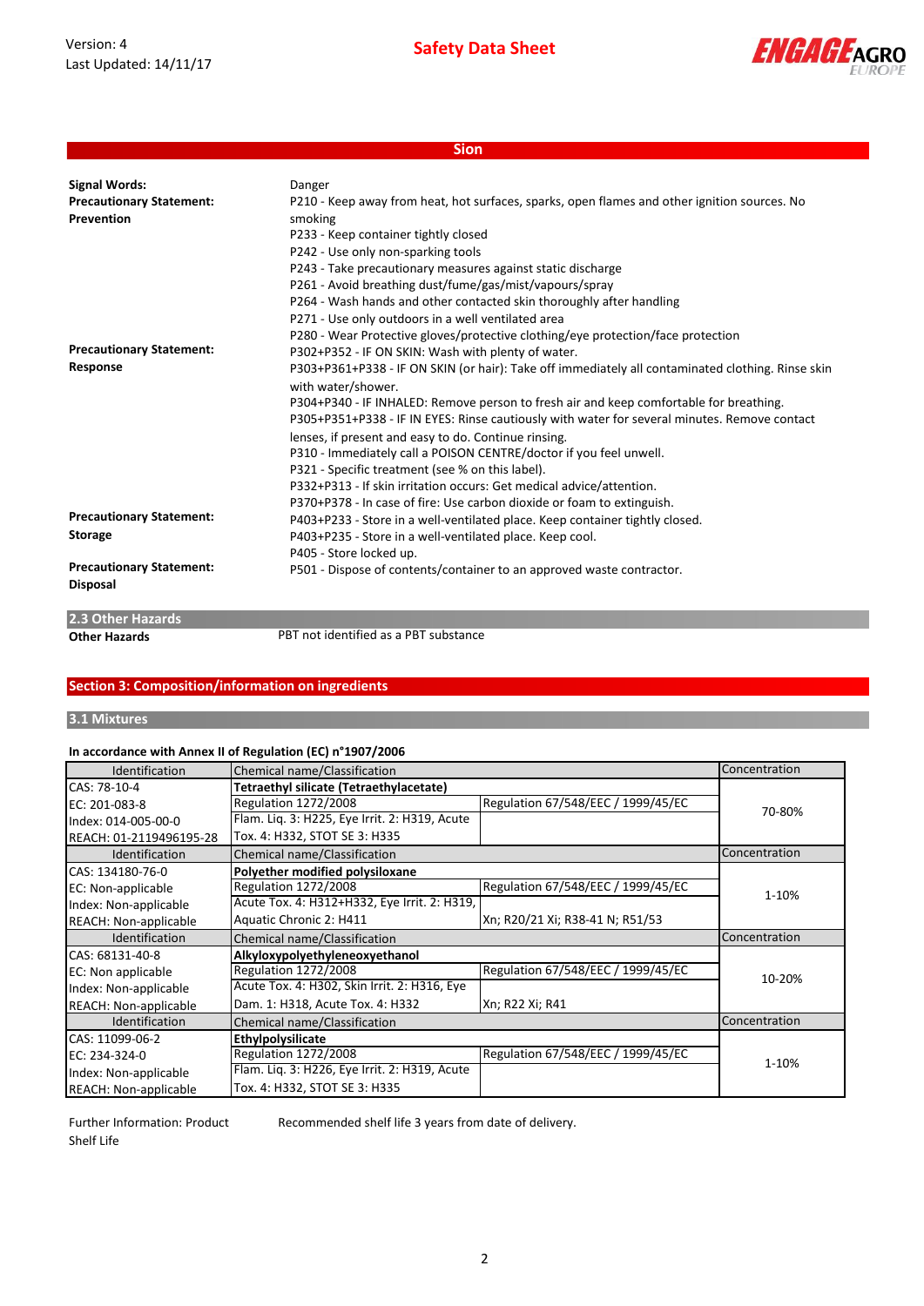## Sion

| | |
|---|---|
| **Signal Words:** | Danger |
| **Precautionary Statement: Prevention** | P210 - Keep away from heat, hot surfaces, sparks, open flames and other ignition sources. No smoking<br>P233 - Keep container tightly closed<br>P242 - Use only non-sparking tools<br>P243 - Take precautionary measures against static discharge<br>P261 - Avoid breathing dust/fume/gas/mist/vapours/spray<br>P264 - Wash hands and other contacted skin thoroughly after handling<br>P271 - Use only outdoors in a well ventilated area<br>P280 - Wear Protective gloves/protective clothing/eye protection/face protection |
| **Precautionary Statement: Response** | P302+P352 - IF ON SKIN: Wash with plenty of water.<br>P303+P361+P338 - IF ON SKIN (or hair): Take off immediately all contaminated clothing. Rinse skin with water/shower.<br>P304+P340 - IF INHALED: Remove person to fresh air and keep comfortable for breathing.<br>P305+P351+P338 - IF IN EYES: Rinse cautiously with water for several minutes. Remove contact lenses, if present and easy to do. Continue rinsing.<br>P310 - Immediately call a POISON CENTRE/doctor if you feel unwell.<br>P321 - Specific treatment (see % on this label).<br>P332+P313 - If skin irritation occurs: Get medical advice/attention.<br>P370+P378 - In case of fire: Use carbon dioxide or foam to extinguish. |
| **Precautionary Statement: Storage** | P403+P233 - Store in a well-ventilated place. Keep container tightly closed.<br>P403+P235 - Store in a well-ventilated place. Keep cool.<br>P405 - Store locked up. |
| **Precautionary Statement: Disposal** | P501 - Dispose of contents/container to an approved waste contractor. |

### 2.3 Other Hazards

**Other Hazards** PBT not identified as a PBT substance

## Section 3: Composition/information on ingredients

### 3.1 Mixtures

**In accordance with Annex II of Regulation (EC) n°1907/2006**

| Identification | Chemical name/Classification | | Concentration |
|---|---|---|---|
| CAS: 78-10-4<br>EC: 201-083-8<br>Index: 014-005-00-0<br>REACH: 01-2119496195-28 | **Tetraethyl silicate (Tetraethylacetate)**<br>Regulation 1272/2008<br>Flam. Liq. 3: H225, Eye Irrit. 2: H319, Acute Tox. 4: H332, STOT SE 3: H335 | Regulation 67/548/EEC / 1999/45/EC | 70-80% |
| **Identification** | **Chemical name/Classification** | | **Concentration** |
| CAS: 134180-76-0<br>EC: Non-applicable<br>Index: Non-applicable<br>REACH: Non-applicable | **Polyether modified polysiloxane**<br>Regulation 1272/2008<br>Acute Tox. 4: H312+H332, Eye Irrit. 2: H319, Aquatic Chronic 2: H411 | Regulation 67/548/EEC / 1999/45/EC<br>Xn; R20/21 Xi; R38-41 N; R51/53 | 1-10% |
| **Identification** | **Chemical name/Classification** | | **Concentration** |
| CAS: 68131-40-8<br>EC: Non applicable<br>Index: Non-applicable<br>REACH: Non-applicable | **Alkyloxypolyethyleneoxyethanol**<br>Regulation 1272/2008<br>Acute Tox. 4: H302, Skin Irrit. 2: H316, Eye Dam. 1: H318, Acute Tox. 4: H332 | Regulation 67/548/EEC / 1999/45/EC<br>Xn; R22 Xi; R41 | 10-20% |
| **Identification** | **Chemical name/Classification** | | **Concentration** |
| CAS: 11099-06-2<br>EC: 234-324-0<br>Index: Non-applicable<br>REACH: Non-applicable | **Ethylpolysilicate**<br>Regulation 1272/2008<br>Flam. Liq. 3: H226, Eye Irrit. 2: H319, Acute Tox. 4: H332, STOT SE 3: H335 | Regulation 67/548/EEC / 1999/45/EC | 1-10% |

Further Information: Product Shelf Life Recommended shelf life 3 years from date of delivery.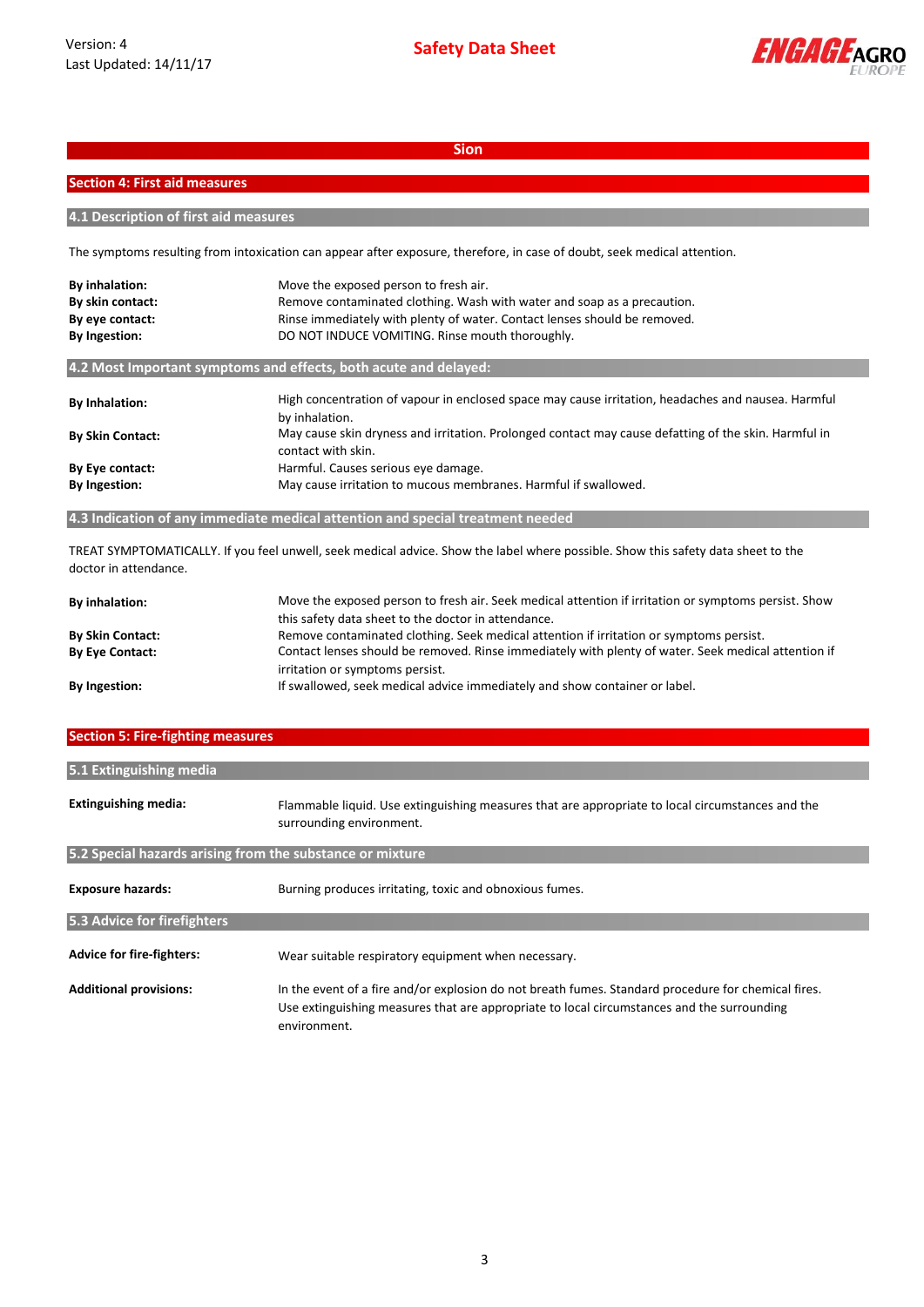## Sion

## Section 4: First aid measures

### 4.1 Description of first aid measures

The symptoms resulting from intoxication can appear after exposure, therefore, in case of doubt, seek medical attention.

| | |
|---|---|
| **By inhalation:** | Move the exposed person to fresh air. |
| **By skin contact:** | Remove contaminated clothing. Wash with water and soap as a precaution. |
| **By eye contact:** | Rinse immediately with plenty of water. Contact lenses should be removed. |
| **By Ingestion:** | DO NOT INDUCE VOMITING. Rinse mouth thoroughly. |

### 4.2 Most Important symptoms and effects, both acute and delayed:

| | |
|---|---|
| **By Inhalation:** | High concentration of vapour in enclosed space may cause irritation, headaches and nausea. Harmful by inhalation. |
| **By Skin Contact:** | May cause skin dryness and irritation. Prolonged contact may cause defatting of the skin. Harmful in contact with skin. |
| **By Eye contact:** | Harmful. Causes serious eye damage. |
| **By Ingestion:** | May cause irritation to mucous membranes. Harmful if swallowed. |

### 4.3 Indication of any immediate medical attention and special treatment needed

TREAT SYMPTOMATICALLY. If you feel unwell, seek medical advice. Show the label where possible. Show this safety data sheet to the doctor in attendance.

| | |
|---|---|
| **By inhalation:** | Move the exposed person to fresh air. Seek medical attention if irritation or symptoms persist. Show this safety data sheet to the doctor in attendance. |
| **By Skin Contact:** | Remove contaminated clothing. Seek medical attention if irritation or symptoms persist. |
| **By Eye Contact:** | Contact lenses should be removed. Rinse immediately with plenty of water. Seek medical attention if irritation or symptoms persist. |
| **By Ingestion:** | If swallowed, seek medical advice immediately and show container or label. |

## Section 5: Fire-fighting measures

### 5.1 Extinguishing media

| | |
|---|---|
| **Extinguishing media:** | Flammable liquid. Use extinguishing measures that are appropriate to local circumstances and the surrounding environment. |

### 5.2 Special hazards arising from the substance or mixture

| | |
|---|---|
| **Exposure hazards:** | Burning produces irritating, toxic and obnoxious fumes. |

### 5.3 Advice for firefighters

| | |
|---|---|
| **Advice for fire-fighters:** | Wear suitable respiratory equipment when necessary. |
| **Additional provisions:** | In the event of a fire and/or explosion do not breath fumes. Standard procedure for chemical fires. Use extinguishing measures that are appropriate to local circumstances and the surrounding environment. |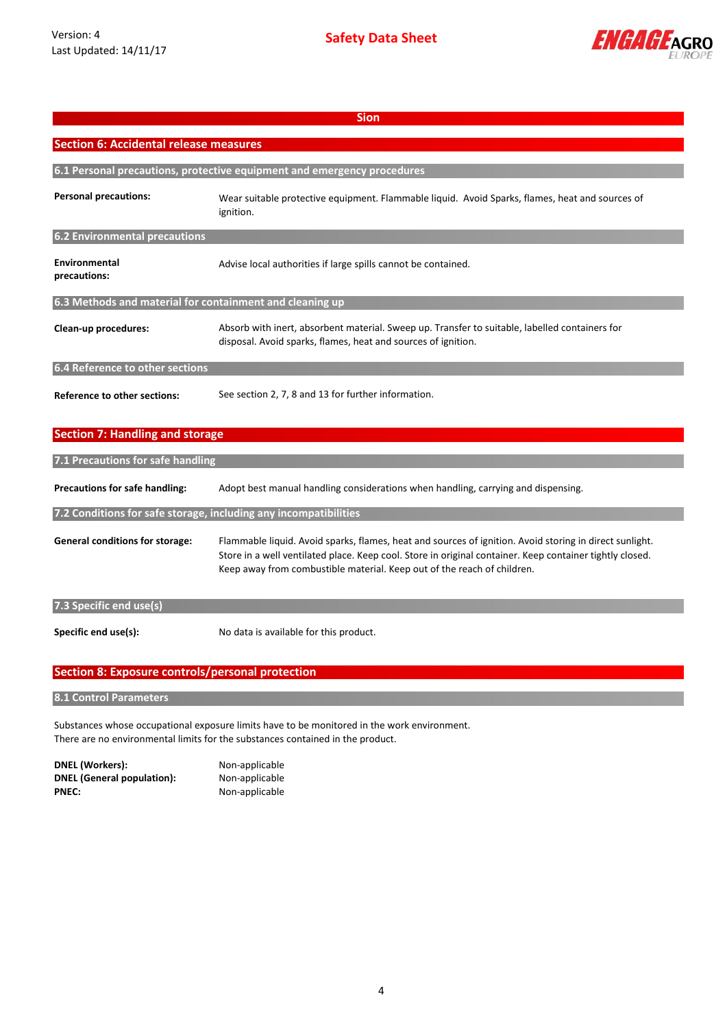## Sion

## Section 6: Accidental release measures

### 6.1 Personal precautions, protective equipment and emergency procedures

| | |
|---|---|
| **Personal precautions:** | Wear suitable protective equipment. Flammable liquid. Avoid Sparks, flames, heat and sources of ignition. |

### 6.2 Environmental precautions

| | |
|---|---|
| **Environmental precautions:** | Advise local authorities if large spills cannot be contained. |

### 6.3 Methods and material for containment and cleaning up

| | |
|---|---|
| **Clean-up procedures:** | Absorb with inert, absorbent material. Sweep up. Transfer to suitable, labelled containers for disposal. Avoid sparks, flames, heat and sources of ignition. |

### 6.4 Reference to other sections

| | |
|---|---|
| **Reference to other sections:** | See section 2, 7, 8 and 13 for further information. |

## Section 7: Handling and storage

### 7.1 Precautions for safe handling

| | |
|---|---|
| **Precautions for safe handling:** | Adopt best manual handling considerations when handling, carrying and dispensing. |

### 7.2 Conditions for safe storage, including any incompatibilities

| | |
|---|---|
| **General conditions for storage:** | Flammable liquid. Avoid sparks, flames, heat and sources of ignition. Avoid storing in direct sunlight. Store in a well ventilated place. Keep cool. Store in original container. Keep container tightly closed. Keep away from combustible material. Keep out of the reach of children. |

### 7.3 Specific end use(s)

| | |
|---|---|
| **Specific end use(s):** | No data is available for this product. |

## Section 8: Exposure controls/personal protection

### 8.1 Control Parameters

Substances whose occupational exposure limits have to be monitored in the work environment.
There are no environmental limits for the substances contained in the product.

| | |
|---|---|
| **DNEL (Workers):** | Non-applicable |
| **DNEL (General population):** | Non-applicable |
| **PNEC:** | Non-applicable |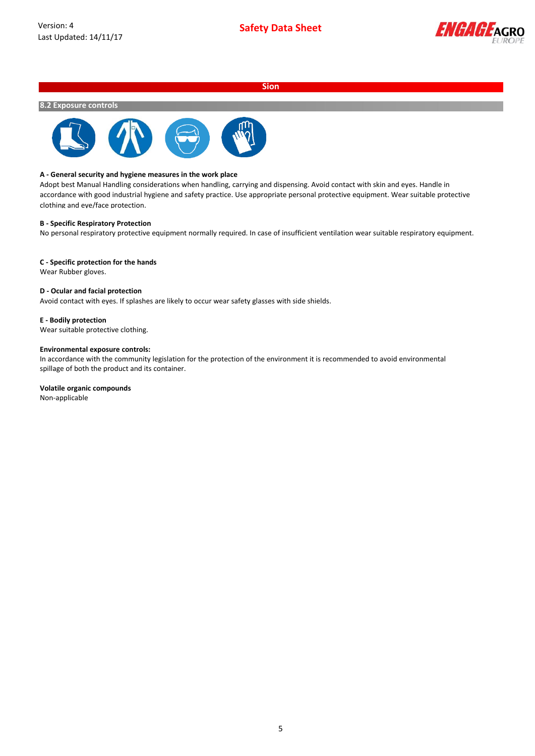## Sion

### 8.2 Exposure controls

**A - General security and hygiene measures in the work place**

Adopt best Manual Handling considerations when handling, carrying and dispensing. Avoid contact with skin and eyes. Handle in accordance with good industrial hygiene and safety practice. Use appropriate personal protective equipment. Wear suitable protective clothing and eye/face protection.

**B - Specific Respiratory Protection**

No personal respiratory protective equipment normally required. In case of insufficient ventilation wear suitable respiratory equipment.

**C - Specific protection for the hands**

Wear Rubber gloves.

**D - Ocular and facial protection**

Avoid contact with eyes. If splashes are likely to occur wear safety glasses with side shields.

**E - Bodily protection**

Wear suitable protective clothing.

**Environmental exposure controls:**

In accordance with the community legislation for the protection of the environment it is recommended to avoid environmental spillage of both the product and its container.

**Volatile organic compounds**

Non-applicable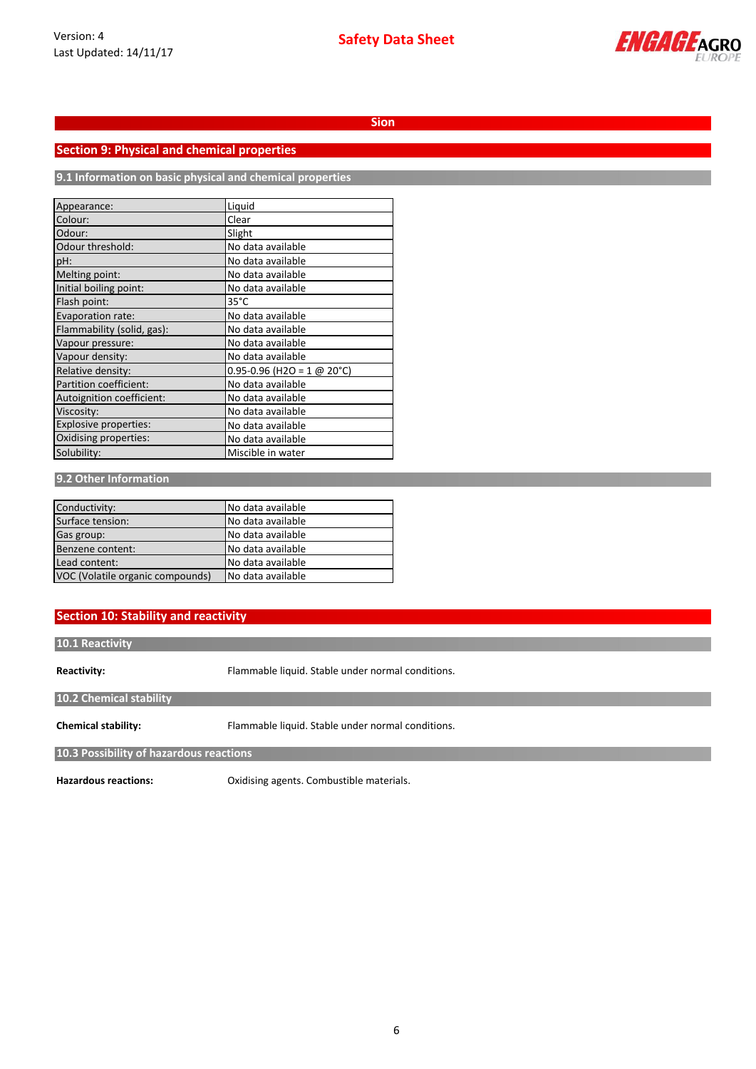# Sion

## Section 9: Physical and chemical properties

### 9.1 Information on basic physical and chemical properties

| Property | Value |
|---|---|
| Appearance: | Liquid |
| Colour: | Clear |
| Odour: | Slight |
| Odour threshold: | No data available |
| pH: | No data available |
| Melting point: | No data available |
| Initial boiling point: | No data available |
| Flash point: | 35°C |
| Evaporation rate: | No data available |
| Flammability (solid, gas): | No data available |
| Vapour pressure: | No data available |
| Vapour density: | No data available |
| Relative density: | 0.95-0.96 ($H_2O$ = 1 @ 20°C) |
| Partition coefficient: | No data available |
| Autoignition coefficient: | No data available |
| Viscosity: | No data available |
| Explosive properties: | No data available |
| Oxidising properties: | No data available |
| Solubility: | Miscible in water |

### 9.2 Other Information

| Property | Value |
|---|---|
| Conductivity: | No data available |
| Surface tension: | No data available |
| Gas group: | No data available |
| Benzene content: | No data available |
| Lead content: | No data available |
| VOC (Volatile organic compounds) | No data available |

## Section 10: Stability and reactivity

### 10.1 Reactivity

**Reactivity:** Flammable liquid. Stable under normal conditions.

### 10.2 Chemical stability

**Chemical stability:** Flammable liquid. Stable under normal conditions.

### 10.3 Possibility of hazardous reactions

**Hazardous reactions:** Oxidising agents. Combustible materials.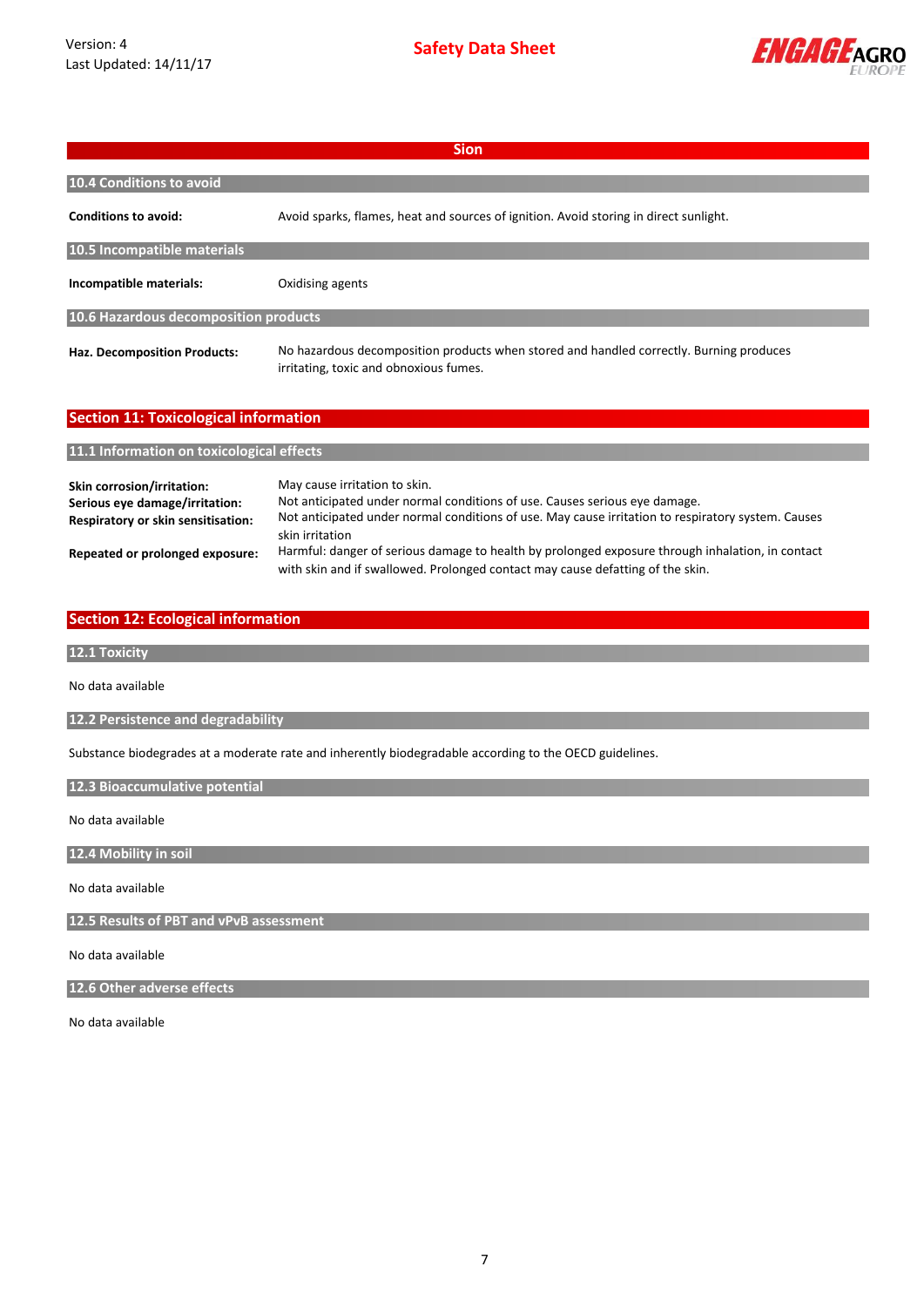**Sion**

### 10.4 Conditions to avoid

**Conditions to avoid:** Avoid sparks, flames, heat and sources of ignition. Avoid storing in direct sunlight.

### 10.5 Incompatible materials

**Incompatible materials:** Oxidising agents

### 10.6 Hazardous decomposition products

**Haz. Decomposition Products:** No hazardous decomposition products when stored and handled correctly. Burning produces irritating, toxic and obnoxious fumes.

## Section 11: Toxicological information

### 11.1 Information on toxicological effects

**Skin corrosion/irritation:** May cause irritation to skin.

**Serious eye damage/irritation:** Not anticipated under normal conditions of use. Causes serious eye damage.

**Respiratory or skin sensitisation:** Not anticipated under normal conditions of use. May cause irritation to respiratory system. Causes skin irritation

**Repeated or prolonged exposure:** Harmful: danger of serious damage to health by prolonged exposure through inhalation, in contact with skin and if swallowed. Prolonged contact may cause defatting of the skin.

## Section 12: Ecological information

### 12.1 Toxicity

No data available

### 12.2 Persistence and degradability

Substance biodegrades at a moderate rate and inherently biodegradable according to the OECD guidelines.

### 12.3 Bioaccumulative potential

No data available

### 12.4 Mobility in soil

No data available

### 12.5 Results of PBT and vPvB assessment

No data available

### 12.6 Other adverse effects

No data available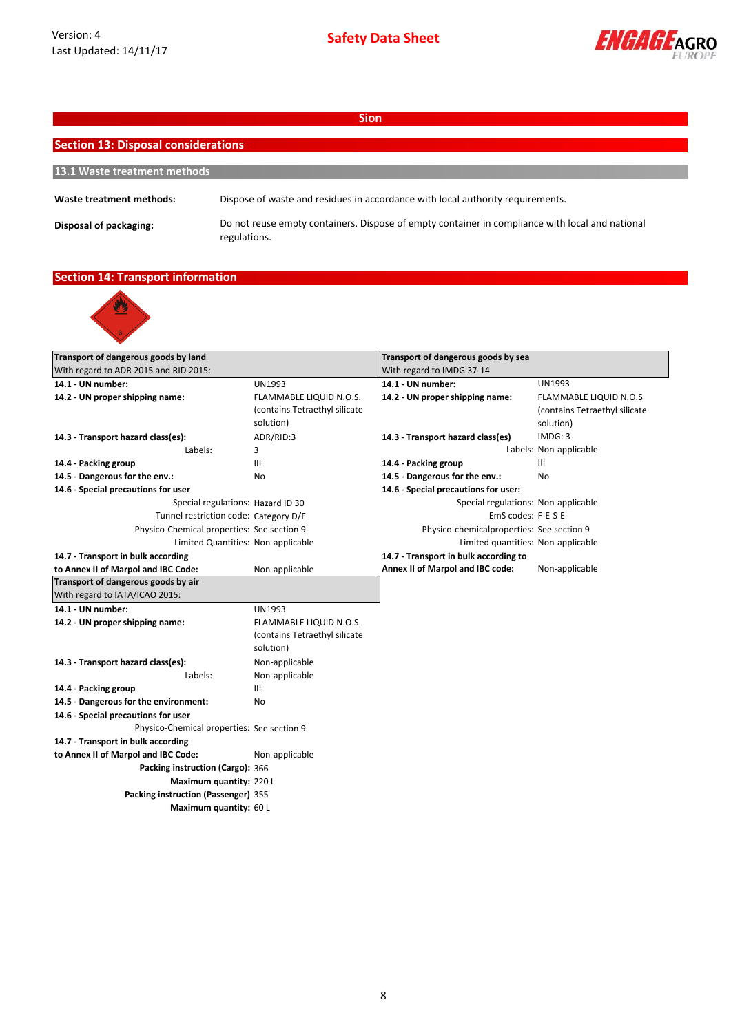Sion

## Section 13: Disposal considerations

### 13.1 Waste treatment methods

**Waste treatment methods:** Dispose of waste and residues in accordance with local authority requirements.

**Disposal of packaging:** Do not reuse empty containers. Dispose of empty container in compliance with local and national regulations.

## Section 14: Transport information

| **Transport of dangerous goods by land** With regard to ADR 2015 and RID 2015: | |
|---|---|
| **14.1 - UN number:** | UN1993 |
| **14.2 - UN proper shipping name:** | FLAMMABLE LIQUID N.O.S. (contains Tetraethyl silicate solution) |
| **14.3 - Transport hazard class(es):** | ADR/RID:3 |
| Labels: | 3 |
| **14.4 - Packing group** | III |
| **14.5 - Dangerous for the env.:** | No |
| **14.6 - Special precautions for user** | |
| Special regulations: | Hazard ID 30 |
| Tunnel restriction code: | Category D/E |
| Physico-Chemical properties: | See section 9 |
| Limited Quantities: | Non-applicable |
| **14.7 - Transport in bulk according to Annex II of Marpol and IBC Code:** | Non-applicable |

| **Transport of dangerous goods by sea** With regard to IMDG 37-14 | |
|---|---|
| **14.1 - UN number:** | UN1993 |
| **14.2 - UN proper shipping name:** | FLAMMABLE LIQUID N.O.S (contains Tetraethyl silicate solution) |
| **14.3 - Transport hazard class(es)** | IMDG: 3 |
| Labels: | Non-applicable |
| **14.4 - Packing group** | III |
| **14.5 - Dangerous for the env.:** | No |
| **14.6 - Special precautions for user:** | |
| Special regulations: | Non-applicable |
| EmS codes: | F-E-S-E |
| Physico-chemicalproperties: | See section 9 |
| Limited quantities: | Non-applicable |
| **14.7 - Transport in bulk according to Annex II of Marpol and IBC code:** | Non-applicable |

| **Transport of dangerous goods by air** With regard to IATA/ICAO 2015: | |
|---|---|
| **14.1 - UN number:** | UN1993 |
| **14.2 - UN proper shipping name:** | FLAMMABLE LIQUID N.O.S. (contains Tetraethyl silicate solution) |
| **14.3 - Transport hazard class(es):** | Non-applicable |
| Labels: | Non-applicable |
| **14.4 - Packing group** | III |
| **14.5 - Dangerous for the environment:** | No |
| **14.6 - Special precautions for user** | |
| Physico-Chemical properties: | See section 9 |
| **14.7 - Transport in bulk according to Annex II of Marpol and IBC Code:** | Non-applicable |
| **Packing instruction (Cargo):** | 366 |
| **Maximum quantity:** | 220 L |
| **Packing instruction (Passenger)** | 355 |
| **Maximum quantity:** | 60 L |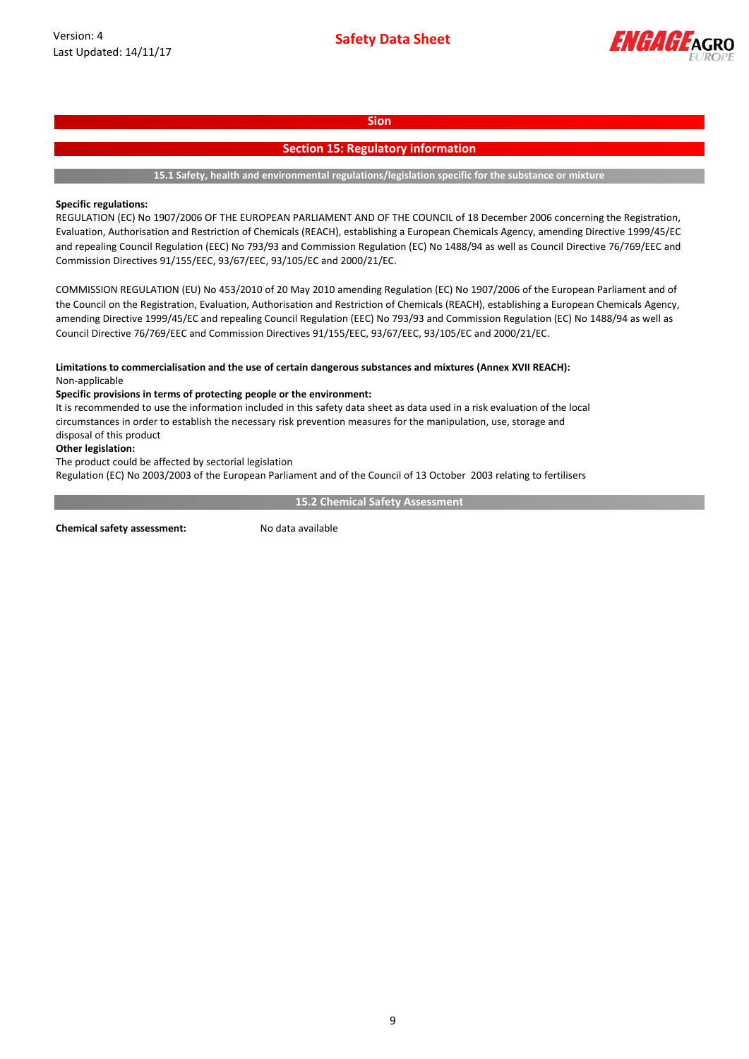# Sion

## Section 15: Regulatory information

### 15.1 Safety, health and environmental regulations/legislation specific for the substance or mixture

**Specific regulations:**

REGULATION (EC) No 1907/2006 OF THE EUROPEAN PARLIAMENT AND OF THE COUNCIL of 18 December 2006 concerning the Registration, Evaluation, Authorisation and Restriction of Chemicals (REACH), establishing a European Chemicals Agency, amending Directive 1999/45/EC and repealing Council Regulation (EEC) No 793/93 and Commission Regulation (EC) No 1488/94 as well as Council Directive 76/769/EEC and Commission Directives 91/155/EEC, 93/67/EEC, 93/105/EC and 2000/21/EC.

COMMISSION REGULATION (EU) No 453/2010 of 20 May 2010 amending Regulation (EC) No 1907/2006 of the European Parliament and of the Council on the Registration, Evaluation, Authorisation and Restriction of Chemicals (REACH), establishing a European Chemicals Agency, amending Directive 1999/45/EC and repealing Council Regulation (EEC) No 793/93 and Commission Regulation (EC) No 1488/94 as well as Council Directive 76/769/EEC and Commission Directives 91/155/EEC, 93/67/EEC, 93/105/EC and 2000/21/EC.

**Limitations to commercialisation and the use of certain dangerous substances and mixtures (Annex XVII REACH):**

Non-applicable

**Specific provisions in terms of protecting people or the environment:**

It is recommended to use the information included in this safety data sheet as data used in a risk evaluation of the local circumstances in order to establish the necessary risk prevention measures for the manipulation, use, storage and disposal of this product

**Other legislation:**

The product could be affected by sectorial legislation

Regulation (EC) No 2003/2003 of the European Parliament and of the Council of 13 October 2003 relating to fertilisers

### 15.2 Chemical Safety Assessment

**Chemical safety assessment:** No data available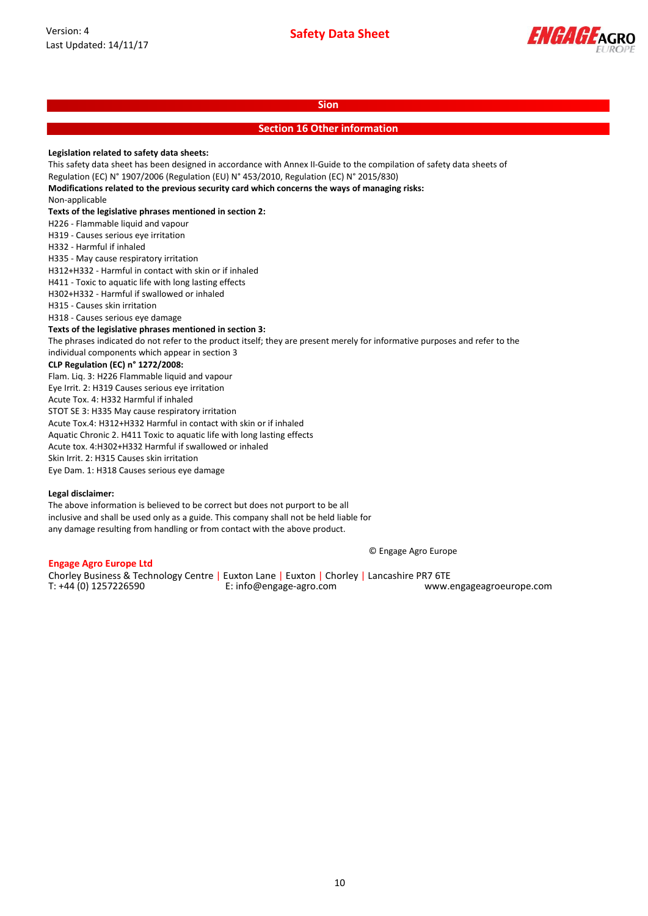## Sion

## Section 16 Other information

**Legislation related to safety data sheets:**

This safety data sheet has been designed in accordance with Annex II-Guide to the compilation of safety data sheets of Regulation (EC) N° 1907/2006 (Regulation (EU) N° 453/2010, Regulation (EC) N° 2015/830)

**Modifications related to the previous security card which concerns the ways of managing risks:**

Non-applicable

**Texts of the legislative phrases mentioned in section 2:**

H226 - Flammable liquid and vapour
H319 - Causes serious eye irritation
H332 - Harmful if inhaled
H335 - May cause respiratory irritation
H312+H332 - Harmful in contact with skin or if inhaled
H411 - Toxic to aquatic life with long lasting effects
H302+H332 - Harmful if swallowed or inhaled
H315 - Causes skin irritation
H318 - Causes serious eye damage

**Texts of the legislative phrases mentioned in section 3:**

The phrases indicated do not refer to the product itself; they are present merely for informative purposes and refer to the individual components which appear in section 3

**CLP Regulation (EC) n° 1272/2008:**

Flam. Liq. 3: H226 Flammable liquid and vapour
Eye Irrit. 2: H319 Causes serious eye irritation
Acute Tox. 4: H332 Harmful if inhaled
STOT SE 3: H335 May cause respiratory irritation
Acute Tox.4: H312+H332 Harmful in contact with skin or if inhaled
Aquatic Chronic 2. H411 Toxic to aquatic life with long lasting effects
Acute tox. 4:H302+H332 Harmful if swallowed or inhaled
Skin Irrit. 2: H315 Causes skin irritation
Eye Dam. 1: H318 Causes serious eye damage

**Legal disclaimer:**

The above information is believed to be correct but does not purport to be all inclusive and shall be used only as a guide. This company shall not be held liable for any damage resulting from handling or from contact with the above product.

© Engage Agro Europe

**Engage Agro Europe Ltd**

Chorley Business & Technology Centre | Euxton Lane | Euxton | Chorley | Lancashire PR7 6TE
T: +44 (0) 1257226590 E: info@engage-agro.com www.engageagroeurope.com